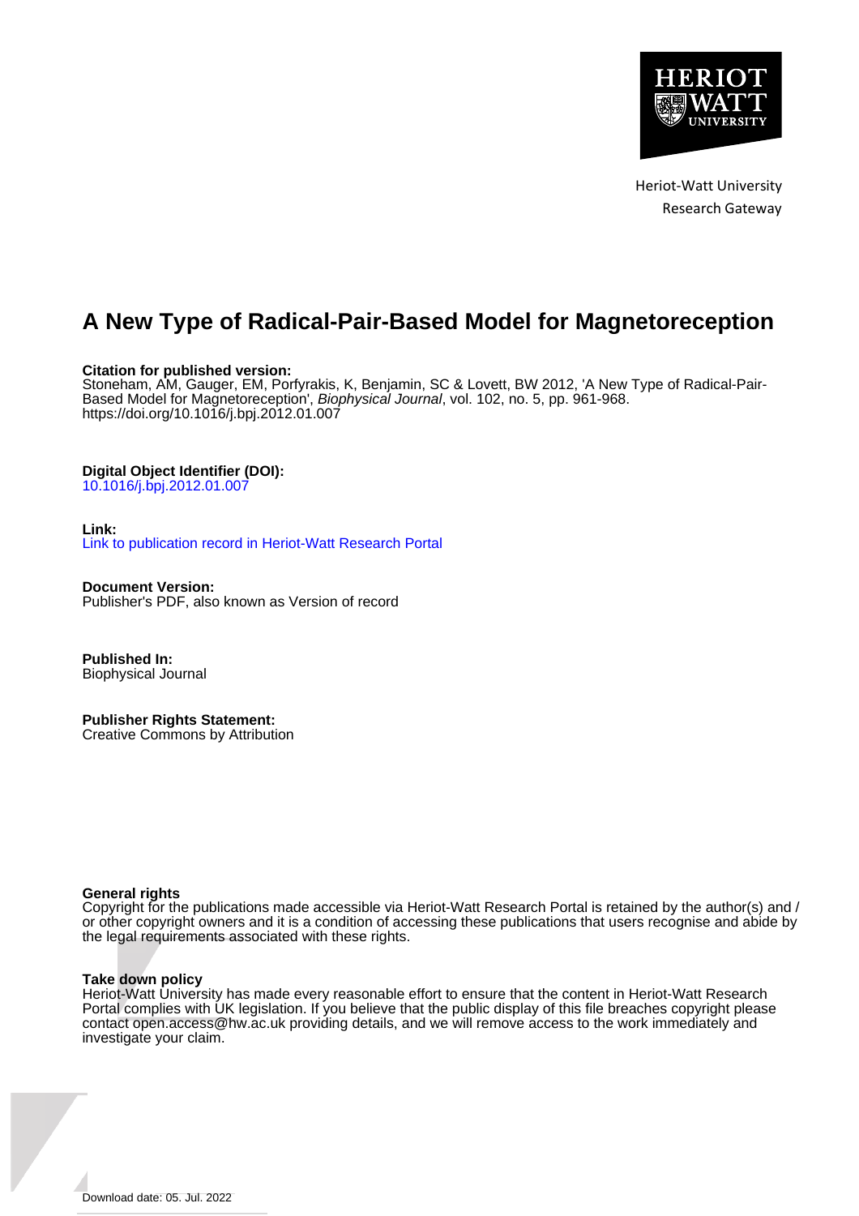Heriot-Watt University
Research Gateway

# A New Type of Radical-Pair-Based Model for Magnetoreception

**Citation for published version:**
Stoneham, AM, Gauger, EM, Porfyrakis, K, Benjamin, SC & Lovett, BW 2012, 'A New Type of Radical-Pair-Based Model for Magnetoreception', *Biophysical Journal*, vol. 102, no. 5, pp. 961-968.
https://doi.org/10.1016/j.bpj.2012.01.007

**Digital Object Identifier (DOI):**
10.1016/j.bpj.2012.01.007

**Link:**
Link to publication record in Heriot-Watt Research Portal

**Document Version:**
Publisher's PDF, also known as Version of record

**Published In:**
Biophysical Journal

**Publisher Rights Statement:**
Creative Commons by Attribution

**General rights**
Copyright for the publications made accessible via Heriot-Watt Research Portal is retained by the author(s) and / or other copyright owners and it is a condition of accessing these publications that users recognise and abide by the legal requirements associated with these rights.

**Take down policy**
Heriot-Watt University has made every reasonable effort to ensure that the content in Heriot-Watt Research Portal complies with UK legislation. If you believe that the public display of this file breaches copyright please contact open.access@hw.ac.uk providing details, and we will remove access to the work immediately and investigate your claim.

Download date: 05. Jul. 2022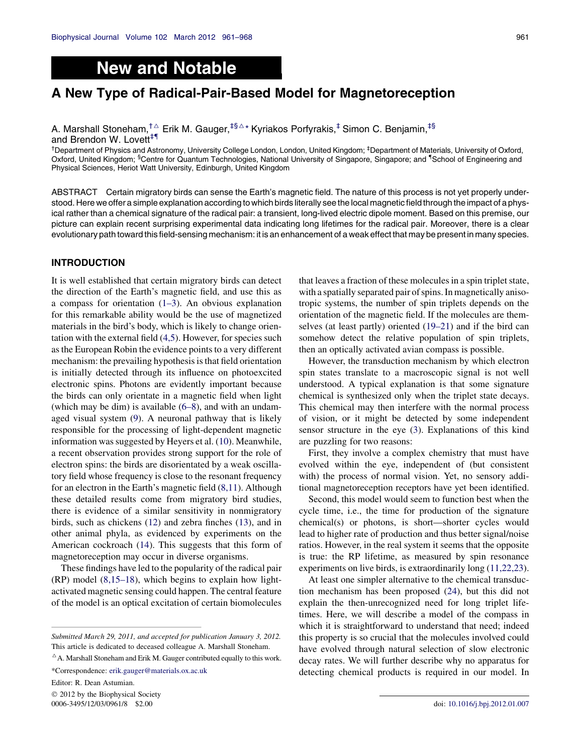# New and Notable

## A New Type of Radical-Pair-Based Model for Magnetoreception

A. Marshall Stoneham,[†△] Erik M. Gauger,[‡§△*] Kyriakos Porfyrakis,[‡] Simon C. Benjamin,[‡§] and Brendon W. Lovett[‡¶]

[†]Department of Physics and Astronomy, University College London, London, United Kingdom; [‡]Department of Materials, University of Oxford, Oxford, United Kingdom; [§]Centre for Quantum Technologies, National University of Singapore, Singapore; and [¶]School of Engineering and Physical Sciences, Heriot Watt University, Edinburgh, United Kingdom

ABSTRACT Certain migratory birds can sense the Earth's magnetic field. The nature of this process is not yet properly understood. Here we offer a simple explanation according to which birds literally see the local magnetic field through the impact of a physical rather than a chemical signature of the radical pair: a transient, long-lived electric dipole moment. Based on this premise, our picture can explain recent surprising experimental data indicating long lifetimes for the radical pair. Moreover, there is a clear evolutionary path toward this field-sensing mechanism: it is an enhancement of a weak effect that may be present in many species.

## INTRODUCTION

It is well established that certain migratory birds can detect the direction of the Earth's magnetic field, and use this as a compass for orientation (1–3). An obvious explanation for this remarkable ability would be the use of magnetized materials in the bird's body, which is likely to change orientation with the external field (4,5). However, for species such as the European Robin the evidence points to a very different mechanism: the prevailing hypothesis is that field orientation is initially detected through its influence on photoexcited electronic spins. Photons are evidently important because the birds can only orientate in a magnetic field when light (which may be dim) is available (6–8), and with an undamaged visual system (9). A neuronal pathway that is likely responsible for the processing of light-dependent magnetic information was suggested by Heyers et al. (10). Meanwhile, a recent observation provides strong support for the role of electron spins: the birds are disorientated by a weak oscillatory field whose frequency is close to the resonant frequency for an electron in the Earth's magnetic field (8,11). Although these detailed results come from migratory bird studies, there is evidence of a similar sensitivity in nonmigratory birds, such as chickens (12) and zebra finches (13), and in other animal phyla, as evidenced by experiments on the American cockroach (14). This suggests that this form of magnetoreception may occur in diverse organisms.

These findings have led to the popularity of the radical pair (RP) model (8,15–18), which begins to explain how light-activated magnetic sensing could happen. The central feature of the model is an optical excitation of certain biomolecules that leaves a fraction of these molecules in a spin triplet state, with a spatially separated pair of spins. In magnetically anisotropic systems, the number of spin triplets depends on the orientation of the magnetic field. If the molecules are themselves (at least partly) oriented (19–21) and if the bird can somehow detect the relative population of spin triplets, then an optically activated avian compass is possible.

However, the transduction mechanism by which electron spin states translate to a macroscopic signal is not well understood. A typical explanation is that some signature chemical is synthesized only when the triplet state decays. This chemical may then interfere with the normal process of vision, or it might be detected by some independent sensor structure in the eye (3). Explanations of this kind are puzzling for two reasons:

First, they involve a complex chemistry that must have evolved within the eye, independent of (but consistent with) the process of normal vision. Yet, no sensory additional magnetoreception receptors have yet been identified.

Second, this model would seem to function best when the cycle time, i.e., the time for production of the signature chemical(s) or photons, is short—shorter cycles would lead to higher rate of production and thus better signal/noise ratios. However, in the real system it seems that the opposite is true: the RP lifetime, as measured by spin resonance experiments on live birds, is extraordinarily long (11,22,23).

At least one simpler alternative to the chemical transduction mechanism has been proposed (24), but this did not explain the then-unrecognized need for long triplet lifetimes. Here, we will describe a model of the compass in which it is straightforward to understand that need; indeed this property is so crucial that the molecules involved could have evolved through natural selection of slow electronic decay rates. We will further describe why no apparatus for detecting chemical products is required in our model. In

---

Submitted March 29, 2011, and accepted for publication January 3, 2012.
This article is dedicated to deceased colleague A. Marshall Stoneham.

[△]A. Marshall Stoneham and Erik M. Gauger contributed equally to this work.

*Correspondence: erik.gauger@materials.ox.ac.uk

Editor: R. Dean Astumian.

© 2012 by the Biophysical Society
0006-3495/12/03/0961/8 $2.00

doi: 10.1016/j.bpj.2012.01.007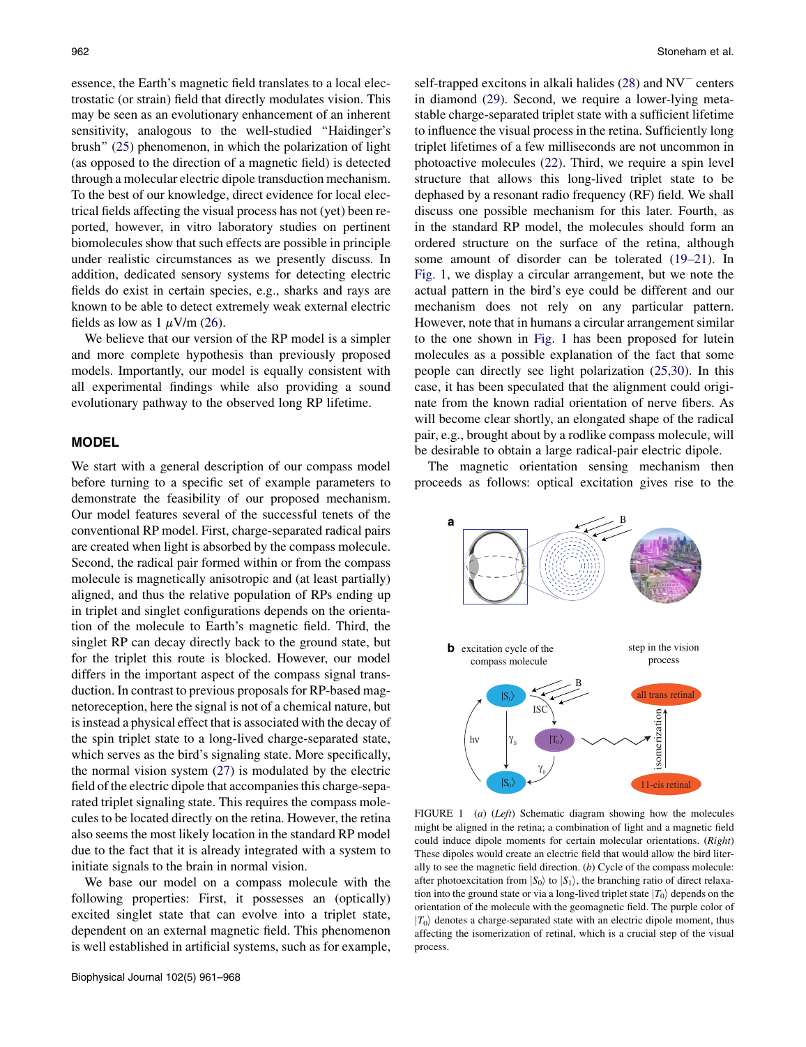essence, the Earth's magnetic field translates to a local electrostatic (or strain) field that directly modulates vision. This may be seen as an evolutionary enhancement of an inherent sensitivity, analogous to the well-studied "Haidinger's brush" (25) phenomenon, in which the polarization of light (as opposed to the direction of a magnetic field) is detected through a molecular electric dipole transduction mechanism. To the best of our knowledge, direct evidence for local electrical fields affecting the visual process has not (yet) been reported, however, in vitro laboratory studies on pertinent biomolecules show that such effects are possible in principle under realistic circumstances as we presently discuss. In addition, dedicated sensory systems for detecting electric fields do exist in certain species, e.g., sharks and rays are known to be able to detect extremely weak external electric fields as low as 1 $\mu$V/m (26).

We believe that our version of the RP model is a simpler and more complete hypothesis than previously proposed models. Importantly, our model is equally consistent with all experimental findings while also providing a sound evolutionary pathway to the observed long RP lifetime.

## MODEL

We start with a general description of our compass model before turning to a specific set of example parameters to demonstrate the feasibility of our proposed mechanism. Our model features several of the successful tenets of the conventional RP model. First, charge-separated radical pairs are created when light is absorbed by the compass molecule. Second, the radical pair formed within or from the compass molecule is magnetically anisotropic and (at least partially) aligned, and thus the relative population of RPs ending up in triplet and singlet configurations depends on the orientation of the molecule to Earth's magnetic field. Third, the singlet RP can decay directly back to the ground state, but for the triplet this route is blocked. However, our model differs in the important aspect of the compass signal transduction. In contrast to previous proposals for RP-based magnetoreception, here the signal is not of a chemical nature, but is instead a physical effect that is associated with the decay of the spin triplet state to a long-lived charge-separated state, which serves as the bird's signaling state. More specifically, the normal vision system (27) is modulated by the electric field of the electric dipole that accompanies this charge-separated triplet signaling state. This requires the compass molecules to be located directly on the retina. However, the retina also seems the most likely location in the standard RP model due to the fact that it is already integrated with a system to initiate signals to the brain in normal vision.

We base our model on a compass molecule with the following properties: First, it possesses an (optically) excited singlet state that can evolve into a triplet state, dependent on an external magnetic field. This phenomenon is well established in artificial systems, such as for example, self-trapped excitons in alkali halides (28) and $NV^-$ centers in diamond (29). Second, we require a lower-lying metastable charge-separated triplet state with a sufficient lifetime to influence the visual process in the retina. Sufficiently long triplet lifetimes of a few milliseconds are not uncommon in photoactive molecules (22). Third, we require a spin level structure that allows this long-lived triplet state to be dephased by a resonant radio frequency (RF) field. We shall discuss one possible mechanism for this later. Fourth, as in the standard RP model, the molecules should form an ordered structure on the surface of the retina, although some amount of disorder can be tolerated (19–21). In Fig. 1, we display a circular arrangement, but we note the actual pattern in the bird's eye could be different and our mechanism does not rely on any particular pattern. However, note that in humans a circular arrangement similar to the one shown in Fig. 1 has been proposed for lutein molecules as a possible explanation of the fact that some people can directly see light polarization (25,30). In this case, it has been speculated that the alignment could originate from the known radial orientation of nerve fibers. As will become clear shortly, an elongated shape of the radical pair, e.g., brought about by a rodlike compass molecule, will be desirable to obtain a large radical-pair electric dipole.

The magnetic orientation sensing mechanism then proceeds as follows: optical excitation gives rise to the

a

B

b excitation cycle of the compass molecule

step in the vision process

$|S_1\rangle$

B

ISC

$h\nu$

$\gamma_s$

$|T_0\rangle$

$\gamma_0$

$|S_0\rangle$

all trans retinal

isomerization

11-cis retinal

FIGURE 1 (*a*) (*Left*) Schematic diagram showing how the molecules might be aligned in the retina; a combination of light and a magnetic field could induce dipole moments for certain molecular orientations. (*Right*) These dipoles would create an electric field that would allow the bird literally to see the magnetic field direction. (*b*) Cycle of the compass molecule: after photoexcitation from $|S_0\rangle$ to $|S_1\rangle$, the branching ratio of direct relaxation into the ground state or via a long-lived triplet state $|T_0\rangle$ depends on the orientation of the molecule with the geomagnetic field. The purple color of $|T_0\rangle$ denotes a charge-separated state with an electric dipole moment, thus affecting the isomerization of retinal, which is a crucial step of the visual process.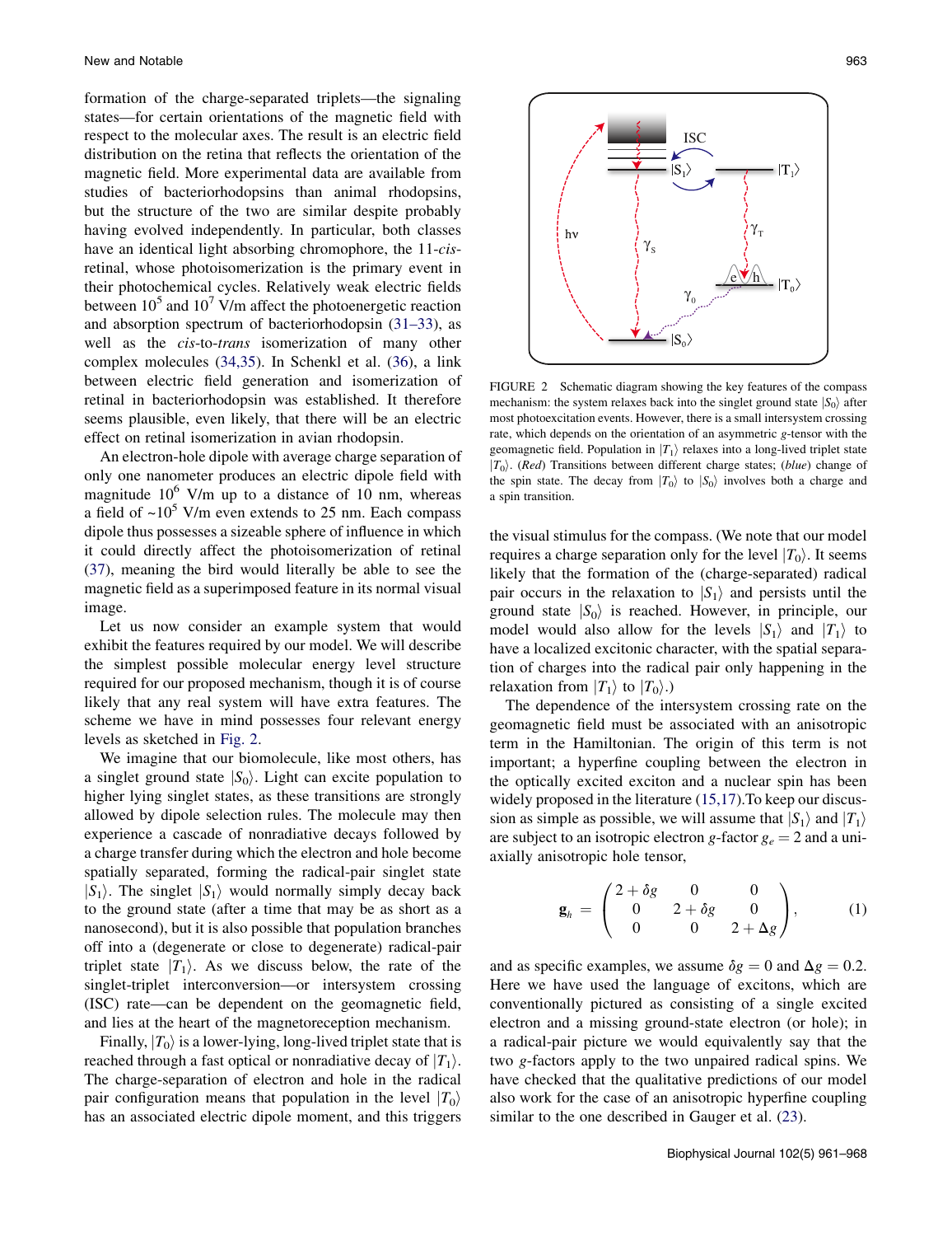formation of the charge-separated triplets—the signaling states—for certain orientations of the magnetic field with respect to the molecular axes. The result is an electric field distribution on the retina that reflects the orientation of the magnetic field. More experimental data are available from studies of bacteriorhodopsins than animal rhodopsins, but the structure of the two are similar despite probably having evolved independently. In particular, both classes have an identical light absorbing chromophore, the 11-*cis*-retinal, whose photoisomerization is the primary event in their photochemical cycles. Relatively weak electric fields between $10^5$ and $10^7$ V/m affect the photoenergetic reaction and absorption spectrum of bacteriorhodopsin (31–33), as well as the *cis*-to-*trans* isomerization of many other complex molecules (34,35). In Schenkl et al. (36), a link between electric field generation and isomerization of retinal in bacteriorhodopsin was established. It therefore seems plausible, even likely, that there will be an electric effect on retinal isomerization in avian rhodopsin.

An electron-hole dipole with average charge separation of only one nanometer produces an electric dipole field with magnitude $10^6$ V/m up to a distance of 10 nm, whereas a field of ~$10^5$ V/m even extends to 25 nm. Each compass dipole thus possesses a sizeable sphere of influence in which it could directly affect the photoisomerization of retinal (37), meaning the bird would literally be able to see the magnetic field as a superimposed feature in its normal visual image.

Let us now consider an example system that would exhibit the features required by our model. We will describe the simplest possible molecular energy level structure required for our proposed mechanism, though it is of course likely that any real system will have extra features. The scheme we have in mind possesses four relevant energy levels as sketched in Fig. 2.

We imagine that our biomolecule, like most others, has a singlet ground state $|S_0\rangle$. Light can excite population to higher lying singlet states, as these transitions are strongly allowed by dipole selection rules. The molecule may then experience a cascade of nonradiative decays followed by a charge transfer during which the electron and hole become spatially separated, forming the radical-pair singlet state $|S_1\rangle$. The singlet $|S_1\rangle$ would normally simply decay back to the ground state (after a time that may be as short as a nanosecond), but it is also possible that population branches off into a (degenerate or close to degenerate) radical-pair triplet state $|T_1\rangle$. As we discuss below, the rate of the singlet-triplet interconversion—or intersystem crossing (ISC) rate—can be dependent on the geomagnetic field, and lies at the heart of the magnetoreception mechanism.

Finally, $|T_0\rangle$ is a lower-lying, long-lived triplet state that is reached through a fast optical or nonradiative decay of $|T_1\rangle$. The charge-separation of electron and hole in the radical pair configuration means that population in the level $|T_0\rangle$ has an associated electric dipole moment, and this triggers the visual stimulus for the compass. (We note that our model requires a charge separation only for the level $|T_0\rangle$. It seems likely that the formation of the (charge-separated) radical pair occurs in the relaxation to $|S_1\rangle$ and persists until the ground state $|S_0\rangle$ is reached. However, in principle, our model would also allow for the levels $|S_1\rangle$ and $|T_1\rangle$ to have a localized excitonic character, with the spatial separation of charges into the radical pair only happening in the relaxation from $|T_1\rangle$ to $|T_0\rangle$.)

FIGURE 2 Schematic diagram showing the key features of the compass mechanism: the system relaxes back into the singlet ground state $|S_0\rangle$ after most photoexcitation events. However, there is a small intersystem crossing rate, which depends on the orientation of an asymmetric *g*-tensor with the geomagnetic field. Population in $|T_1\rangle$ relaxes into a long-lived triplet state $|T_0\rangle$. (*Red*) Transitions between different charge states; (*blue*) change of the spin state. The decay from $|T_0\rangle$ to $|S_0\rangle$ involves both a charge and a spin transition.

The dependence of the intersystem crossing rate on the geomagnetic field must be associated with an anisotropic term in the Hamiltonian. The origin of this term is not important; a hyperfine coupling between the electron in the optically excited exciton and a nuclear spin has been widely proposed in the literature (15,17). To keep our discussion as simple as possible, we will assume that $|S_1\rangle$ and $|T_1\rangle$ are subject to an isotropic electron *g*-factor $g_e = 2$ and a uniaxially anisotropic hole tensor,

$$\mathbf{g}_h = \begin{pmatrix} 2+\delta g & 0 & 0 \\ 0 & 2+\delta g & 0 \\ 0 & 0 & 2+\Delta g \end{pmatrix}, \tag{1}$$

and as specific examples, we assume $\delta g = 0$ and $\Delta g = 0.2$. Here we have used the language of excitons, which are conventionally pictured as consisting of a single excited electron and a missing ground-state electron (or hole); in a radical-pair picture we would equivalently say that the two *g*-factors apply to the two unpaired radical spins. We have checked that the qualitative predictions of our model also work for the case of an anisotropic hyperfine coupling similar to the one described in Gauger et al. (23).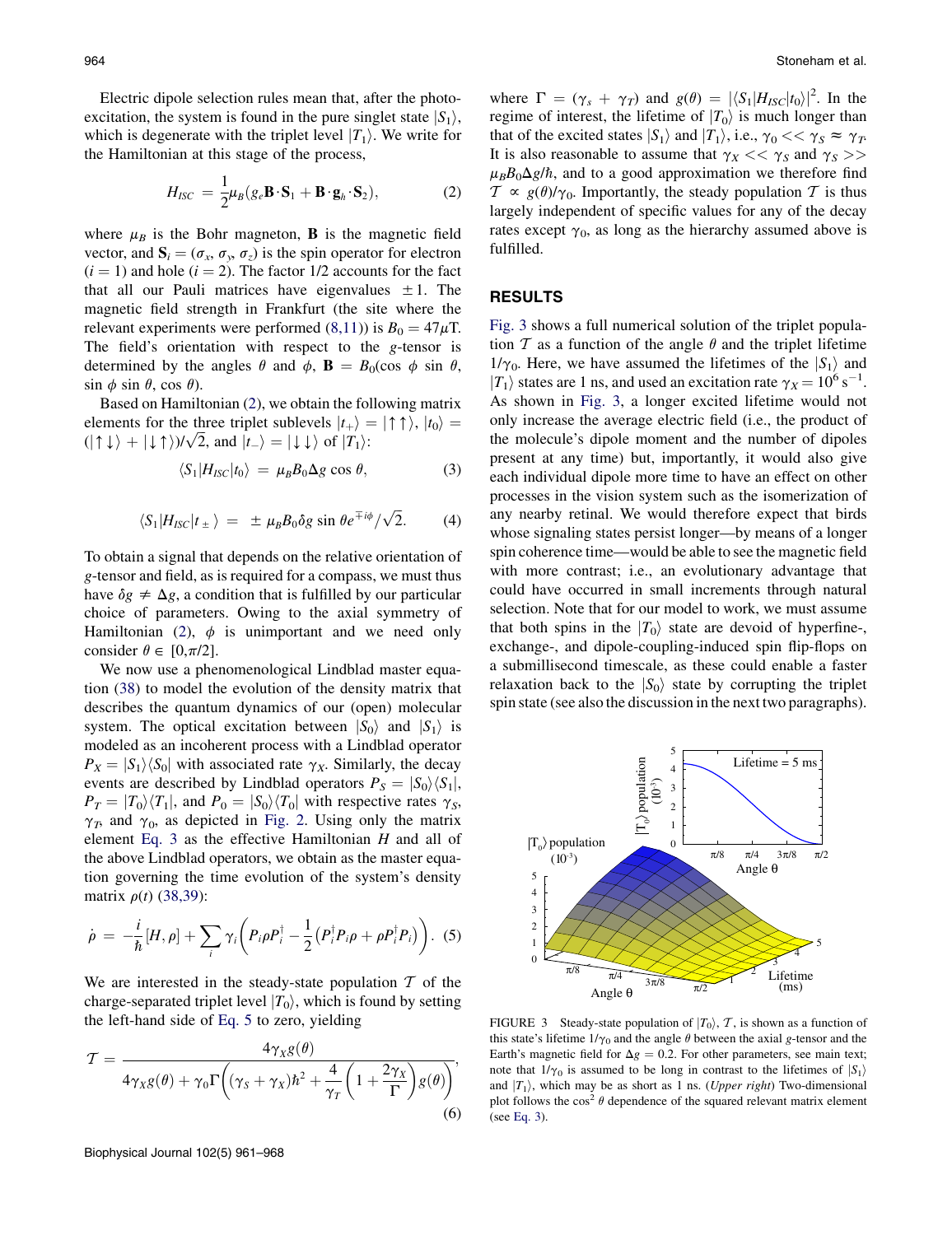Electric dipole selection rules mean that, after the photo-excitation, the system is found in the pure singlet state $|S_1\rangle$, which is degenerate with the triplet level $|T_1\rangle$. We write for the Hamiltonian at this stage of the process,

$$H_{ISC} = \frac{1}{2}\mu_B(g_e\mathbf{B}\cdot\mathbf{S}_1 + \mathbf{B}\cdot\mathbf{g}_h\cdot\mathbf{S}_2), \tag{2}$$

where $\mu_B$ is the Bohr magneton, $\mathbf{B}$ is the magnetic field vector, and $\mathbf{S}_i = (\sigma_x, \sigma_y, \sigma_z)$ is the spin operator for electron ($i = 1$) and hole ($i = 2$). The factor 1/2 accounts for the fact that all our Pauli matrices have eigenvalues $\pm 1$. The magnetic field strength in Frankfurt (the site where the relevant experiments were performed (8,11)) is $B_0 = 47\mu$T. The field's orientation with respect to the $g$-tensor is determined by the angles $\theta$ and $\phi$, $\mathbf{B} = B_0(\cos\phi\sin\theta, \sin\phi\sin\theta, \cos\theta)$.

Based on Hamiltonian (2), we obtain the following matrix elements for the three triplet sublevels $|t_+\rangle = |\uparrow\uparrow\rangle$, $|t_0\rangle = (|\uparrow\downarrow\rangle + |\downarrow\uparrow\rangle)/\sqrt{2}$, and $|t_-\rangle = |\downarrow\downarrow\rangle$ of $|T_1\rangle$:

$$\langle S_1|H_{ISC}|t_0\rangle = \mu_B B_0 \Delta g \cos\theta, \tag{3}$$

$$\langle S_1|H_{ISC}|t_\pm\rangle = \pm\mu_B B_0 \delta g \sin\theta e^{\mp i\phi}/\sqrt{2}. \tag{4}$$

To obtain a signal that depends on the relative orientation of $g$-tensor and field, as is required for a compass, we must thus have $\delta g \neq \Delta g$, a condition that is fulfilled by our particular choice of parameters. Owing to the axial symmetry of Hamiltonian (2), $\phi$ is unimportant and we need only consider $\theta \in [0,\pi/2]$.

We now use a phenomenological Lindblad master equation (38) to model the evolution of the density matrix that describes the quantum dynamics of our (open) molecular system. The optical excitation between $|S_0\rangle$ and $|S_1\rangle$ is modeled as an incoherent process with a Lindblad operator $P_X = |S_1\rangle\langle S_0|$ with associated rate $\gamma_X$. Similarly, the decay events are described by Lindblad operators $P_S = |S_0\rangle\langle S_1|$, $P_T = |T_0\rangle\langle T_1|$, and $P_0 = |S_0\rangle\langle T_0|$ with respective rates $\gamma_S$, $\gamma_T$, and $\gamma_0$, as depicted in Fig. 2. Using only the matrix element Eq. 3 as the effective Hamiltonian $H$ and all of the above Lindblad operators, we obtain as the master equation governing the time evolution of the system's density matrix $\rho(t)$ (38,39):

$$\dot{\rho} = -\frac{i}{\hbar}[H,\rho] + \sum_i \gamma_i\left(P_i\rho P_i^\dagger - \frac{1}{2}\left(P_i^\dagger P_i\rho + \rho P_i^\dagger P_i\right)\right). \tag{5}$$

We are interested in the steady-state population $\mathcal{T}$ of the charge-separated triplet level $|T_0\rangle$, which is found by setting the left-hand side of Eq. 5 to zero, yielding

$$\mathcal{T} = \frac{4\gamma_X g(\theta)}{4\gamma_X g(\theta) + \gamma_0\Gamma\left((\gamma_S+\gamma_X)\hbar^2 + \frac{4}{\gamma_T}\left(1+\frac{2\gamma_X}{\Gamma}\right)g(\theta)\right)}, \tag{6}$$

where $\Gamma = (\gamma_s + \gamma_T)$ and $g(\theta) = |\langle S_1|H_{ISC}|t_0\rangle|^2$. In the regime of interest, the lifetime of $|T_0\rangle$ is much longer than that of the excited states $|S_1\rangle$ and $|T_1\rangle$, i.e., $\gamma_0 << \gamma_S \approx \gamma_T$. It is also reasonable to assume that $\gamma_X << \gamma_S$ and $\gamma_S >> \mu_B B_0\Delta g/\hbar$, and to a good approximation we therefore find $\mathcal{T} \propto g(\theta)/\gamma_0$. Importantly, the steady population $\mathcal{T}$ is thus largely independent of specific values for any of the decay rates except $\gamma_0$, as long as the hierarchy assumed above is fulfilled.

## RESULTS

Fig. 3 shows a full numerical solution of the triplet population $\mathcal{T}$ as a function of the angle $\theta$ and the triplet lifetime $1/\gamma_0$. Here, we have assumed the lifetimes of the $|S_1\rangle$ and $|T_1\rangle$ states are 1 ns, and used an excitation rate $\gamma_X = 10^6$ s$^{-1}$. As shown in Fig. 3, a longer excited lifetime would not only increase the average electric field (i.e., the product of the molecule's dipole moment and the number of dipoles present at any time) but, importantly, it would also give each individual dipole more time to have an effect on other processes in the vision system such as the isomerization of any nearby retinal. We would therefore expect that birds whose signaling states persist longer—by means of a longer spin coherence time—would be able to see the magnetic field with more contrast; i.e., an evolutionary advantage that could have occurred in small increments through natural selection. Note that for our model to work, we must assume that both spins in the $|T_0\rangle$ state are devoid of hyperfine-, exchange-, and dipole-coupling-induced spin flip-flops on a submillisecond timescale, as these could enable a faster relaxation back to the $|S_0\rangle$ state by corrupting the triplet spin state (see also the discussion in the next two paragraphs).

FIGURE 3 Steady-state population of $|T_0\rangle$, $\mathcal{T}$, is shown as a function of this state's lifetime $1/\gamma_0$ and the angle $\theta$ between the axial $g$-tensor and the Earth's magnetic field for $\Delta g = 0.2$. For other parameters, see main text; note that $1/\gamma_0$ is assumed to be long in contrast to the lifetimes of $|S_1\rangle$ and $|T_1\rangle$, which may be as short as 1 ns. (*Upper right*) Two-dimensional plot follows the $\cos^2\theta$ dependence of the squared relevant matrix element (see Eq. 3).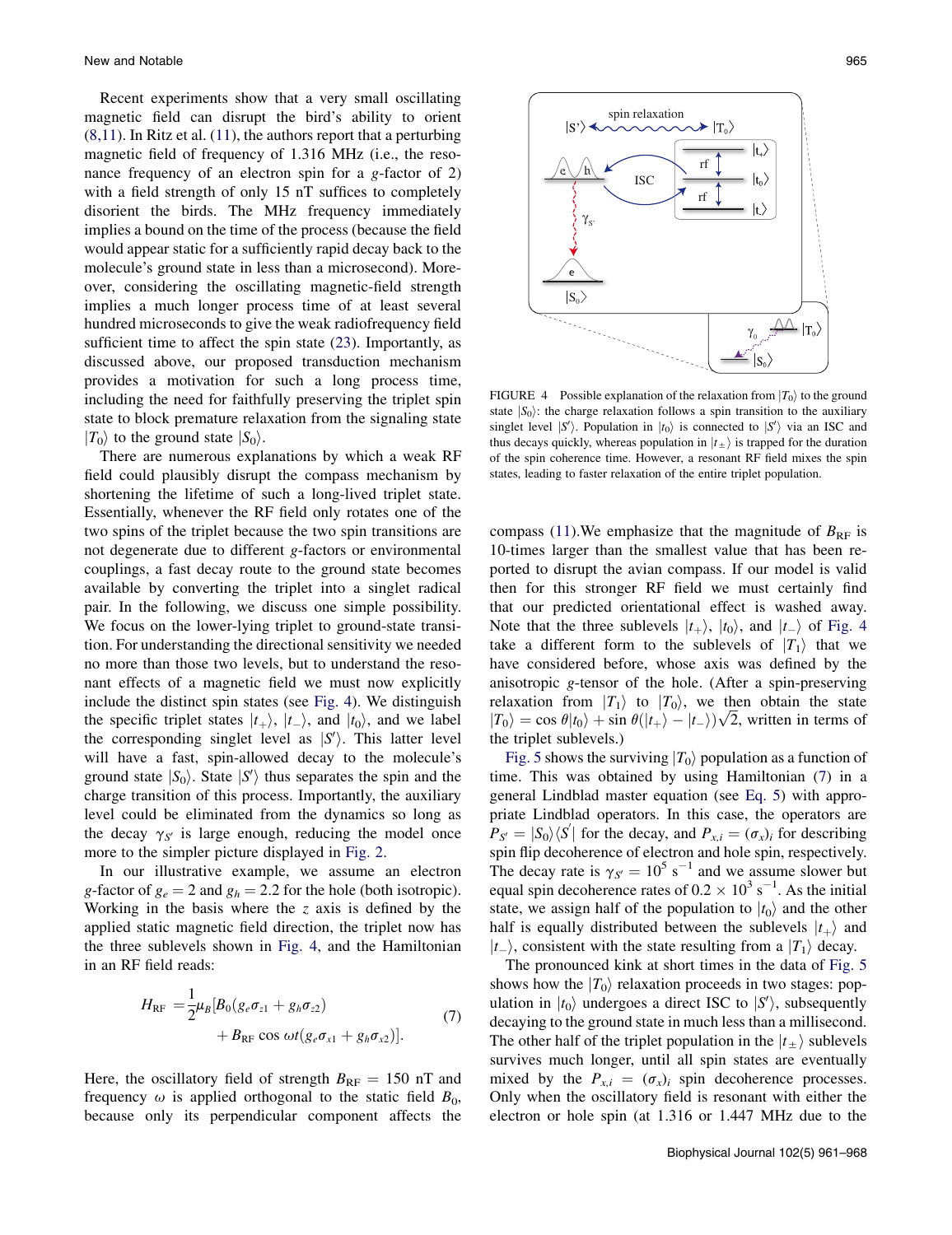Recent experiments show that a very small oscillating magnetic field can disrupt the bird's ability to orient (8,11). In Ritz et al. (11), the authors report that a perturbing magnetic field of frequency of 1.316 MHz (i.e., the resonance frequency of an electron spin for a $g$-factor of 2) with a field strength of only 15 nT suffices to completely disorient the birds. The MHz frequency immediately implies a bound on the time of the process (because the field would appear static for a sufficiently rapid decay back to the molecule's ground state in less than a microsecond). Moreover, considering the oscillating magnetic-field strength implies a much longer process time of at least several hundred microseconds to give the weak radiofrequency field sufficient time to affect the spin state (23). Importantly, as discussed above, our proposed transduction mechanism provides a motivation for such a long process time, including the need for faithfully preserving the triplet spin state to block premature relaxation from the signaling state $|T_0\rangle$ to the ground state $|S_0\rangle$.

There are numerous explanations by which a weak RF field could plausibly disrupt the compass mechanism by shortening the lifetime of such a long-lived triplet state. Essentially, whenever the RF field only rotates one of the two spins of the triplet because the two spin transitions are not degenerate due to different $g$-factors or environmental couplings, a fast decay route to the ground state becomes available by converting the triplet into a singlet radical pair. In the following, we discuss one simple possibility. We focus on the lower-lying triplet to ground-state transition. For understanding the directional sensitivity we needed no more than those two levels, but to understand the resonant effects of a magnetic field we must now explicitly include the distinct spin states (see Fig. 4). We distinguish the specific triplet states $|t_+\rangle$, $|t_-\rangle$, and $|t_0\rangle$, and we label the corresponding singlet level as $|S'\rangle$. This latter level will have a fast, spin-allowed decay to the molecule's ground state $|S_0\rangle$. State $|S'\rangle$ thus separates the spin and the charge transition of this process. Importantly, the auxiliary level could be eliminated from the dynamics so long as the decay $\gamma_{S'}$ is large enough, reducing the model once more to the simpler picture displayed in Fig. 2.

In our illustrative example, we assume an electron $g$-factor of $g_e = 2$ and $g_h = 2.2$ for the hole (both isotropic). Working in the basis where the $z$ axis is defined by the applied static magnetic field direction, the triplet now has the three sublevels shown in Fig. 4, and the Hamiltonian in an RF field reads:

$$H_{\mathrm{RF}} = \frac{1}{2}\mu_B[B_0(g_e\sigma_{z1} + g_h\sigma_{z2}) + B_{\mathrm{RF}}\cos\omega t(g_e\sigma_{x1} + g_h\sigma_{x2})]. \tag{7}$$

Here, the oscillatory field of strength $B_{\mathrm{RF}} = 150$ nT and frequency $\omega$ is applied orthogonal to the static field $B_0$, because only its perpendicular component affects the compass (11). We emphasize that the magnitude of $B_{\mathrm{RF}}$ is 10-times larger than the smallest value that has been reported to disrupt the avian compass. If our model is valid then for this stronger RF field we must certainly find that our predicted orientational effect is washed away. Note that the three sublevels $|t_+\rangle$, $|t_0\rangle$, and $|t_-\rangle$ of Fig. 4 take a different form to the sublevels of $|T_1\rangle$ that we have considered before, whose axis was defined by the anisotropic $g$-tensor of the hole. (After a spin-preserving relaxation from $|T_1\rangle$ to $|T_0\rangle$, we then obtain the state $|T_0\rangle = \cos\theta|t_0\rangle + \sin\theta(|t_+\rangle - |t_-\rangle)\sqrt{2}$, written in terms of the triplet sublevels.)

FIGURE 4 Possible explanation of the relaxation from $|T_0\rangle$ to the ground state $|S_0\rangle$: the charge relaxation follows a spin transition to the auxiliary singlet level $|S'\rangle$. Population in $|t_0\rangle$ is connected to $|S'\rangle$ via an ISC and thus decays quickly, whereas population in $|t_\pm\rangle$ is trapped for the duration of the spin coherence time. However, a resonant RF field mixes the spin states, leading to faster relaxation of the entire triplet population.

Fig. 5 shows the surviving $|T_0\rangle$ population as a function of time. This was obtained by using Hamiltonian (7) in a general Lindblad master equation (see Eq. 5) with appropriate Lindblad operators. In this case, the operators are $P_{S'} = |S_0\rangle\langle S'|$ for the decay, and $P_{x,i} = (\sigma_x)_i$ for describing spin flip decoherence of electron and hole spin, respectively. The decay rate is $\gamma_{S'} = 10^5$ s$^{-1}$ and we assume slower but equal spin decoherence rates of $0.2 \times 10^3$ s$^{-1}$. As the initial state, we assign half of the population to $|t_0\rangle$ and the other half is equally distributed between the sublevels $|t_+\rangle$ and $|t_-\rangle$, consistent with the state resulting from a $|T_1\rangle$ decay.

The pronounced kink at short times in the data of Fig. 5 shows how the $|T_0\rangle$ relaxation proceeds in two stages: population in $|t_0\rangle$ undergoes a direct ISC to $|S'\rangle$, subsequently decaying to the ground state in much less than a millisecond. The other half of the triplet population in the $|t_\pm\rangle$ sublevels survives much longer, until all spin states are eventually mixed by the $P_{x,i} = (\sigma_x)_i$ spin decoherence processes. Only when the oscillatory field is resonant with either the electron or hole spin (at 1.316 or 1.447 MHz due to the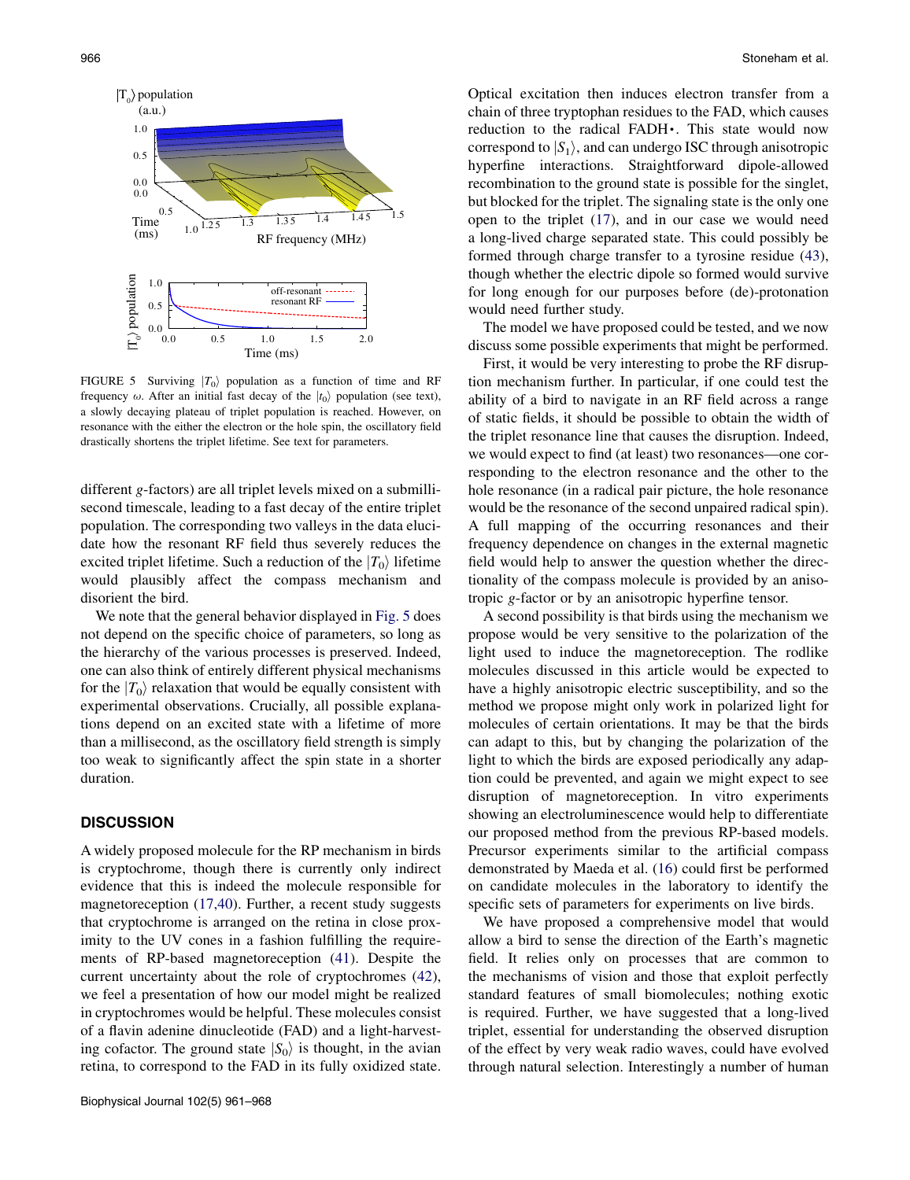FIGURE 5 Surviving $|T_0\rangle$ population as a function of time and RF frequency $\omega$. After an initial fast decay of the $|t_0\rangle$ population (see text), a slowly decaying plateau of triplet population is reached. However, on resonance with the either the electron or the hole spin, the oscillatory field drastically shortens the triplet lifetime. See text for parameters.

different $g$-factors) are all triplet levels mixed on a submillisecond timescale, leading to a fast decay of the entire triplet population. The corresponding two valleys in the data elucidate how the resonant RF field thus severely reduces the excited triplet lifetime. Such a reduction of the $|T_0\rangle$ lifetime would plausibly affect the compass mechanism and disorient the bird.

We note that the general behavior displayed in Fig. 5 does not depend on the specific choice of parameters, so long as the hierarchy of the various processes is preserved. Indeed, one can also think of entirely different physical mechanisms for the $|T_0\rangle$ relaxation that would be equally consistent with experimental observations. Crucially, all possible explanations depend on an excited state with a lifetime of more than a millisecond, as the oscillatory field strength is simply too weak to significantly affect the spin state in a shorter duration.

## DISCUSSION

A widely proposed molecule for the RP mechanism in birds is cryptochrome, though there is currently only indirect evidence that this is indeed the molecule responsible for magnetoreception (17,40). Further, a recent study suggests that cryptochrome is arranged on the retina in close proximity to the UV cones in a fashion fulfilling the requirements of RP-based magnetoreception (41). Despite the current uncertainty about the role of cryptochromes (42), we feel a presentation of how our model might be realized in cryptochromes would be helpful. These molecules consist of a flavin adenine dinucleotide (FAD) and a light-harvesting cofactor. The ground state $|S_0\rangle$ is thought, in the avian retina, to correspond to the FAD in its fully oxidized state. Optical excitation then induces electron transfer from a chain of three tryptophan residues to the FAD, which causes reduction to the radical FADH•. This state would now correspond to $|S_1\rangle$, and can undergo ISC through anisotropic hyperfine interactions. Straightforward dipole-allowed recombination to the ground state is possible for the singlet, but blocked for the triplet. The signaling state is the only one open to the triplet (17), and in our case we would need a long-lived charge separated state. This could possibly be formed through charge transfer to a tyrosine residue (43), though whether the electric dipole so formed would survive for long enough for our purposes before (de)-protonation would need further study.

The model we have proposed could be tested, and we now discuss some possible experiments that might be performed.

First, it would be very interesting to probe the RF disruption mechanism further. In particular, if one could test the ability of a bird to navigate in an RF field across a range of static fields, it should be possible to obtain the width of the triplet resonance line that causes the disruption. Indeed, we would expect to find (at least) two resonances—one corresponding to the electron resonance and the other to the hole resonance (in a radical pair picture, the hole resonance would be the resonance of the second unpaired radical spin). A full mapping of the occurring resonances and their frequency dependence on changes in the external magnetic field would help to answer the question whether the directionality of the compass molecule is provided by an anisotropic $g$-factor or by an anisotropic hyperfine tensor.

A second possibility is that birds using the mechanism we propose would be very sensitive to the polarization of the light used to induce the magnetoreception. The rodlike molecules discussed in this article would be expected to have a highly anisotropic electric susceptibility, and so the method we propose might only work in polarized light for molecules of certain orientations. It may be that the birds can adapt to this, but by changing the polarization of the light to which the birds are exposed periodically any adaption could be prevented, and again we might expect to see disruption of magnetoreception. In vitro experiments showing an electroluminescence would help to differentiate our proposed method from the previous RP-based models. Precursor experiments similar to the artificial compass demonstrated by Maeda et al. (16) could first be performed on candidate molecules in the laboratory to identify the specific sets of parameters for experiments on live birds.

We have proposed a comprehensive model that would allow a bird to sense the direction of the Earth's magnetic field. It relies only on processes that are common to the mechanisms of vision and those that exploit perfectly standard features of small biomolecules; nothing exotic is required. Further, we have suggested that a long-lived triplet, essential for understanding the observed disruption of the effect by very weak radio waves, could have evolved through natural selection. Interestingly a number of human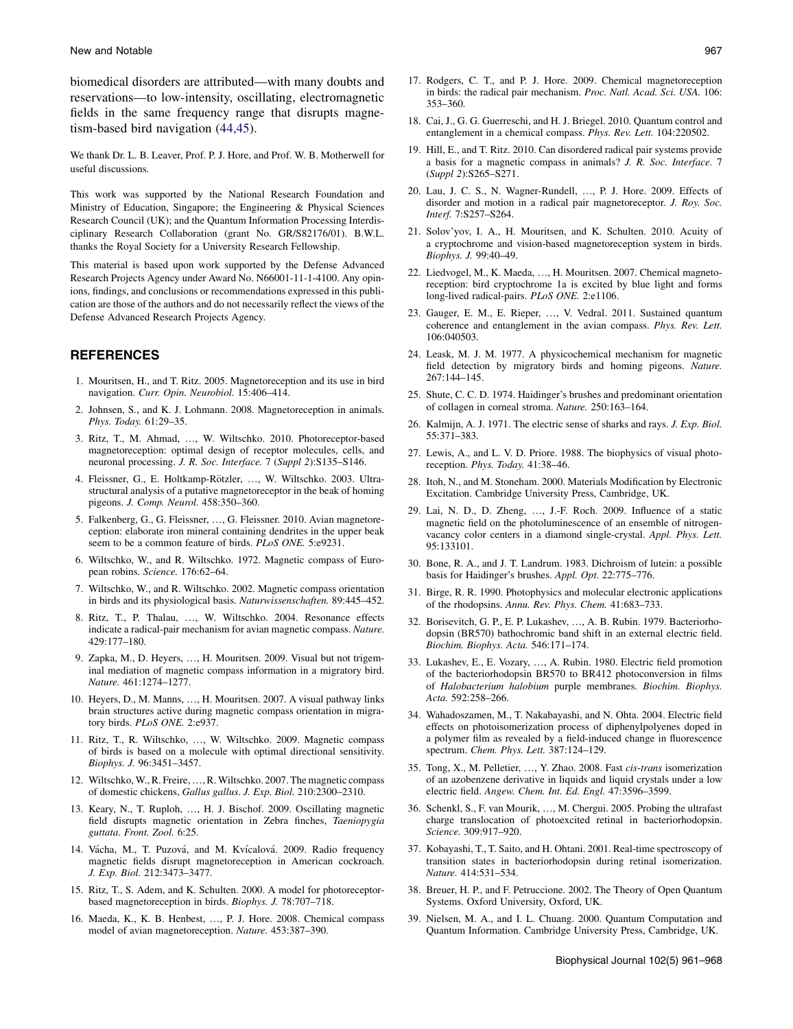biomedical disorders are attributed—with many doubts and reservations—to low-intensity, oscillating, electromagnetic fields in the same frequency range that disrupts magnetism-based bird navigation (44,45).

We thank Dr. L. B. Leaver, Prof. P. J. Hore, and Prof. W. B. Motherwell for useful discussions.

This work was supported by the National Research Foundation and Ministry of Education, Singapore; the Engineering & Physical Sciences Research Council (UK); and the Quantum Information Processing Interdisciplinary Research Collaboration (grant No. GR/S82176/01). B.W.L. thanks the Royal Society for a University Research Fellowship.

This material is based upon work supported by the Defense Advanced Research Projects Agency under Award No. N66001-11-1-4100. Any opinions, findings, and conclusions or recommendations expressed in this publication are those of the authors and do not necessarily reflect the views of the Defense Advanced Research Projects Agency.

## REFERENCES

1. Mouritsen, H., and T. Ritz. 2005. Magnetoreception and its use in bird navigation. *Curr. Opin. Neurobiol.* 15:406–414.
2. Johnsen, S., and K. J. Lohmann. 2008. Magnetoreception in animals. *Phys. Today.* 61:29–35.
3. Ritz, T., M. Ahmad, …, W. Wiltschko. 2010. Photoreceptor-based magnetoreception: optimal design of receptor molecules, cells, and neuronal processing. *J. R. Soc. Interface.* 7 (*Suppl 2*):S135–S146.
4. Fleissner, G., E. Holtkamp-Rötzler, …, W. Wiltschko. 2003. Ultrastructural analysis of a putative magnetoreceptor in the beak of homing pigeons. *J. Comp. Neurol.* 458:350–360.
5. Falkenberg, G., G. Fleissner, …, G. Fleissner. 2010. Avian magnetoreception: elaborate iron mineral containing dendrites in the upper beak seem to be a common feature of birds. *PLoS ONE.* 5:e9231.
6. Wiltschko, W., and R. Wiltschko. 1972. Magnetic compass of European robins. *Science.* 176:62–64.
7. Wiltschko, W., and R. Wiltschko. 2002. Magnetic compass orientation in birds and its physiological basis. *Naturwissenschaften.* 89:445–452.
8. Ritz, T., P. Thalau, …, W. Wiltschko. 2004. Resonance effects indicate a radical-pair mechanism for avian magnetic compass. *Nature.* 429:177–180.
9. Zapka, M., D. Heyers, …, H. Mouritsen. 2009. Visual but not trigeminal mediation of magnetic compass information in a migratory bird. *Nature.* 461:1274–1277.
10. Heyers, D., M. Manns, …, H. Mouritsen. 2007. A visual pathway links brain structures active during magnetic compass orientation in migratory birds. *PLoS ONE.* 2:e937.
11. Ritz, T., R. Wiltschko, …, W. Wiltschko. 2009. Magnetic compass of birds is based on a molecule with optimal directional sensitivity. *Biophys. J.* 96:3451–3457.
12. Wiltschko, W., R. Freire, …, R. Wiltschko. 2007. The magnetic compass of domestic chickens, *Gallus gallus*. *J. Exp. Biol.* 210:2300–2310.
13. Keary, N., T. Ruploh, …, H. J. Bischof. 2009. Oscillating magnetic field disrupts magnetic orientation in Zebra finches, *Taeniopygia guttata*. *Front. Zool.* 6:25.
14. Vácha, M., T. Puzová, and M. Kvícalová. 2009. Radio frequency magnetic fields disrupt magnetoreception in American cockroach. *J. Exp. Biol.* 212:3473–3477.
15. Ritz, T., S. Adem, and K. Schulten. 2000. A model for photoreceptor-based magnetoreception in birds. *Biophys. J.* 78:707–718.
16. Maeda, K., K. B. Henbest, …, P. J. Hore. 2008. Chemical compass model of avian magnetoreception. *Nature.* 453:387–390.
17. Rodgers, C. T., and P. J. Hore. 2009. Chemical magnetoreception in birds: the radical pair mechanism. *Proc. Natl. Acad. Sci. USA.* 106: 353–360.
18. Cai, J., G. G. Guerreschi, and H. J. Briegel. 2010. Quantum control and entanglement in a chemical compass. *Phys. Rev. Lett.* 104:220502.
19. Hill, E., and T. Ritz. 2010. Can disordered radical pair systems provide a basis for a magnetic compass in animals? *J. R. Soc. Interface.* 7 (*Suppl 2*):S265–S271.
20. Lau, J. C. S., N. Wagner-Rundell, …, P. J. Hore. 2009. Effects of disorder and motion in a radical pair magnetoreceptor. *J. Roy. Soc. Interf.* 7:S257–S264.
21. Solov'yov, I. A., H. Mouritsen, and K. Schulten. 2010. Acuity of a cryptochrome and vision-based magnetoreception system in birds. *Biophys. J.* 99:40–49.
22. Liedvogel, M., K. Maeda, …, H. Mouritsen. 2007. Chemical magnetoreception: bird cryptochrome 1a is excited by blue light and forms long-lived radical-pairs. *PLoS ONE.* 2:e1106.
23. Gauger, E. M., E. Rieper, …, V. Vedral. 2011. Sustained quantum coherence and entanglement in the avian compass. *Phys. Rev. Lett.* 106:040503.
24. Leask, M. J. M. 1977. A physicochemical mechanism for magnetic field detection by migratory birds and homing pigeons. *Nature.* 267:144–145.
25. Shute, C. C. D. 1974. Haidinger's brushes and predominant orientation of collagen in corneal stroma. *Nature.* 250:163–164.
26. Kalmijn, A. J. 1971. The electric sense of sharks and rays. *J. Exp. Biol.* 55:371–383.
27. Lewis, A., and L. V. D. Priore. 1988. The biophysics of visual photoreception. *Phys. Today.* 41:38–46.
28. Itoh, N., and M. Stoneham. 2000. Materials Modification by Electronic Excitation. Cambridge University Press, Cambridge, UK.
29. Lai, N. D., D. Zheng, …, J.-F. Roch. 2009. Influence of a static magnetic field on the photoluminescence of an ensemble of nitrogen-vacancy color centers in a diamond single-crystal. *Appl. Phys. Lett.* 95:133101.
30. Bone, R. A., and J. T. Landrum. 1983. Dichroism of lutein: a possible basis for Haidinger's brushes. *Appl. Opt.* 22:775–776.
31. Birge, R. R. 1990. Photophysics and molecular electronic applications of the rhodopsins. *Annu. Rev. Phys. Chem.* 41:683–733.
32. Borisevitch, G. P., E. P. Lukashev, …, A. B. Rubin. 1979. Bacteriorhodopsin (BR570) bathochromic band shift in an external electric field. *Biochim. Biophys. Acta.* 546:171–174.
33. Lukashev, E., E. Vozary, …, A. Rubin. 1980. Electric field promotion of the bacteriorhodopsin BR570 to BR412 photoconversion in films of *Halobacterium halobium* purple membranes. *Biochim. Biophys. Acta.* 592:258–266.
34. Wahadoszamen, M., T. Nakabayashi, and N. Ohta. 2004. Electric field effects on photoisomerization process of diphenylpolyenes doped in a polymer film as revealed by a field-induced change in fluorescence spectrum. *Chem. Phys. Lett.* 387:124–129.
35. Tong, X., M. Pelletier, …, Y. Zhao. 2008. Fast *cis-trans* isomerization of an azobenzene derivative in liquids and liquid crystals under a low electric field. *Angew. Chem. Int. Ed. Engl.* 47:3596–3599.
36. Schenkl, S., F. van Mourik, …, M. Chergui. 2005. Probing the ultrafast charge translocation of photoexcited retinal in bacteriorhodopsin. *Science.* 309:917–920.
37. Kobayashi, T., T. Saito, and H. Ohtani. 2001. Real-time spectroscopy of transition states in bacteriorhodopsin during retinal isomerization. *Nature.* 414:531–534.
38. Breuer, H. P., and F. Petruccione. 2002. The Theory of Open Quantum Systems. Oxford University, Oxford, UK.
39. Nielsen, M. A., and I. L. Chuang. 2000. Quantum Computation and Quantum Information. Cambridge University Press, Cambridge, UK.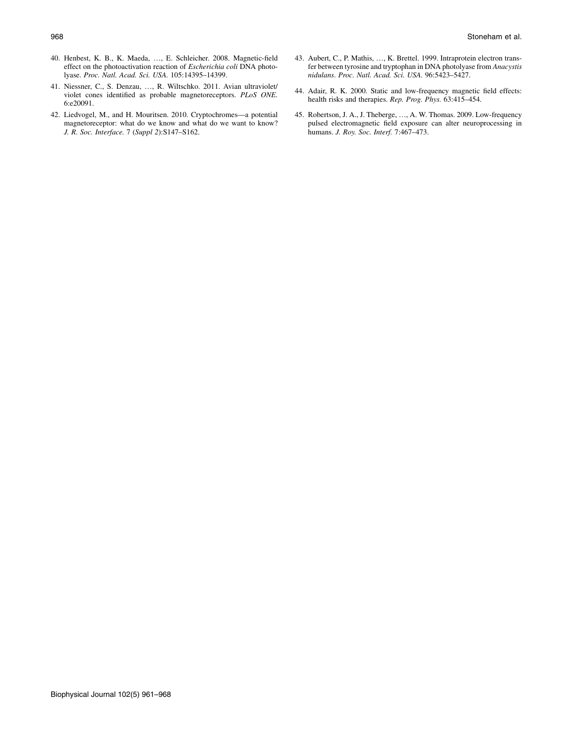40. Henbest, K. B., K. Maeda, …, E. Schleicher. 2008. Magnetic-field effect on the photoactivation reaction of *Escherichia coli* DNA photolyase. *Proc. Natl. Acad. Sci. USA*. 105:14395–14399.

41. Niessner, C., S. Denzau, …, R. Wiltschko. 2011. Avian ultraviolet/violet cones identified as probable magnetoreceptors. *PLoS ONE*. 6:e20091.

42. Liedvogel, M., and H. Mouritsen. 2010. Cryptochromes—a potential magnetoreceptor: what do we know and what do we want to know? *J. R. Soc. Interface*. 7 (*Suppl 2*):S147–S162.

43. Aubert, C., P. Mathis, …, K. Brettel. 1999. Intraprotein electron transfer between tyrosine and tryptophan in DNA photolyase from *Anacystis nidulans*. *Proc. Natl. Acad. Sci. USA*. 96:5423–5427.

44. Adair, R. K. 2000. Static and low-frequency magnetic field effects: health risks and therapies. *Rep. Prog. Phys.* 63:415–454.

45. Robertson, J. A., J. Theberge, …, A. W. Thomas. 2009. Low-frequency pulsed electromagnetic field exposure can alter neuroprocessing in humans. *J. Roy. Soc. Interf.* 7:467–473.